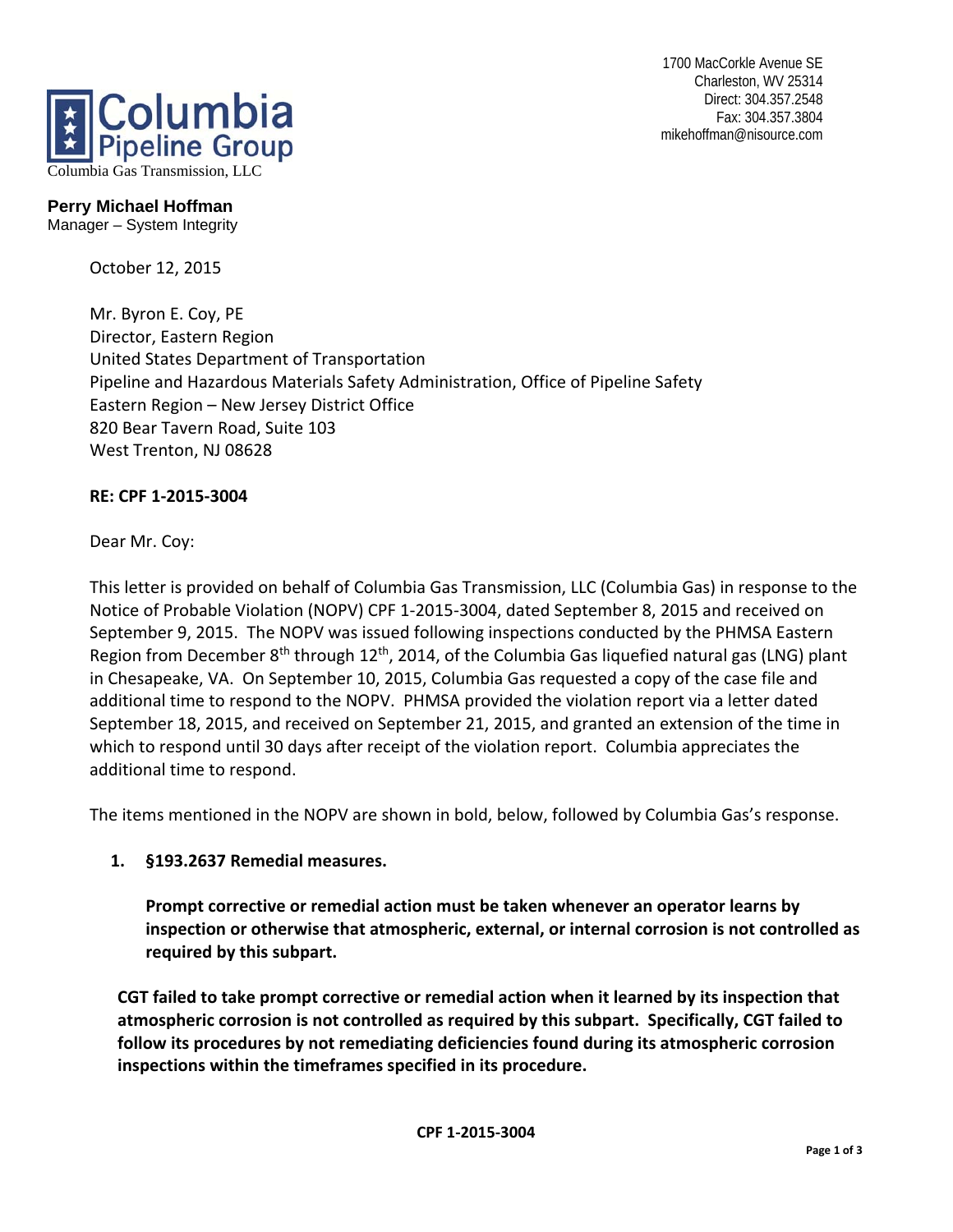Columbia Pipeline Group

Columbia Gas Transmission, LLC

1700 MacCorkle Avenue SE
Charleston, WV 25314
Direct: 304.357.2548
Fax: 304.357.3804
mikehoffman@nisource.com

**Perry Michael Hoffman**
Manager – System Integrity

October 12, 2015

Mr. Byron E. Coy, PE
Director, Eastern Region
United States Department of Transportation
Pipeline and Hazardous Materials Safety Administration, Office of Pipeline Safety
Eastern Region – New Jersey District Office
820 Bear Tavern Road, Suite 103
West Trenton, NJ 08628

**RE: CPF 1-2015-3004**

Dear Mr. Coy:

This letter is provided on behalf of Columbia Gas Transmission, LLC (Columbia Gas) in response to the Notice of Probable Violation (NOPV) CPF 1-2015-3004, dated September 8, 2015 and received on September 9, 2015. The NOPV was issued following inspections conducted by the PHMSA Eastern Region from December 8th through 12th, 2014, of the Columbia Gas liquefied natural gas (LNG) plant in Chesapeake, VA. On September 10, 2015, Columbia Gas requested a copy of the case file and additional time to respond to the NOPV. PHMSA provided the violation report via a letter dated September 18, 2015, and received on September 21, 2015, and granted an extension of the time in which to respond until 30 days after receipt of the violation report. Columbia appreciates the additional time to respond.

The items mentioned in the NOPV are shown in bold, below, followed by Columbia Gas's response.

1. **§193.2637 Remedial measures.**

   **Prompt corrective or remedial action must be taken whenever an operator learns by inspection or otherwise that atmospheric, external, or internal corrosion is not controlled as required by this subpart.**

**CGT failed to take prompt corrective or remedial action when it learned by its inspection that atmospheric corrosion is not controlled as required by this subpart. Specifically, CGT failed to follow its procedures by not remediating deficiencies found during its atmospheric corrosion inspections within the timeframes specified in its procedure.**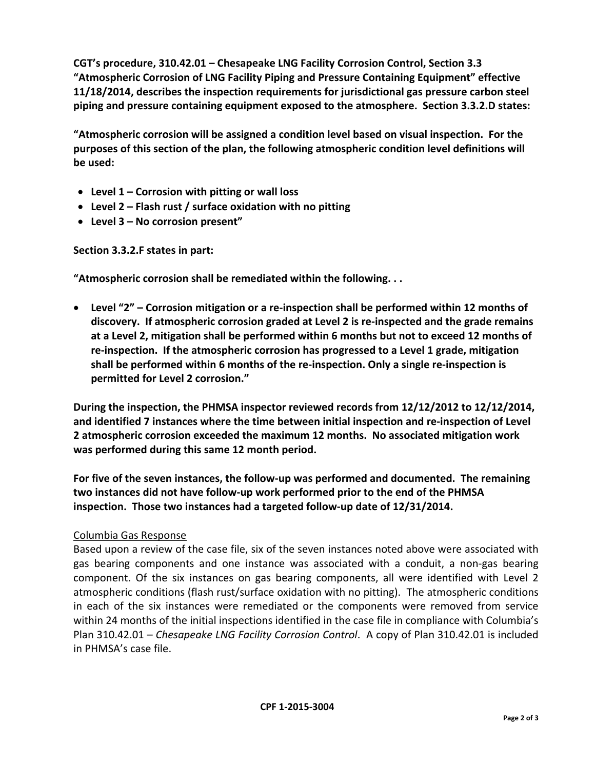**CGT's procedure, 310.42.01 – Chesapeake LNG Facility Corrosion Control, Section 3.3 "Atmospheric Corrosion of LNG Facility Piping and Pressure Containing Equipment" effective 11/18/2014, describes the inspection requirements for jurisdictional gas pressure carbon steel piping and pressure containing equipment exposed to the atmosphere. Section 3.3.2.D states:**

**"Atmospheric corrosion will be assigned a condition level based on visual inspection. For the purposes of this section of the plan, the following atmospheric condition level definitions will be used:**

- **Level 1 – Corrosion with pitting or wall loss**
- **Level 2 – Flash rust / surface oxidation with no pitting**
- **Level 3 – No corrosion present"**

**Section 3.3.2.F states in part:**

**"Atmospheric corrosion shall be remediated within the following. . .**

- **Level "2" – Corrosion mitigation or a re-inspection shall be performed within 12 months of discovery. If atmospheric corrosion graded at Level 2 is re-inspected and the grade remains at a Level 2, mitigation shall be performed within 6 months but not to exceed 12 months of re-inspection. If the atmospheric corrosion has progressed to a Level 1 grade, mitigation shall be performed within 6 months of the re-inspection. Only a single re-inspection is permitted for Level 2 corrosion."**

**During the inspection, the PHMSA inspector reviewed records from 12/12/2012 to 12/12/2014, and identified 7 instances where the time between initial inspection and re-inspection of Level 2 atmospheric corrosion exceeded the maximum 12 months. No associated mitigation work was performed during this same 12 month period.**

**For five of the seven instances, the follow-up was performed and documented. The remaining two instances did not have follow-up work performed prior to the end of the PHMSA inspection. Those two instances had a targeted follow-up date of 12/31/2014.**

<u>Columbia Gas Response</u>

Based upon a review of the case file, six of the seven instances noted above were associated with gas bearing components and one instance was associated with a conduit, a non-gas bearing component. Of the six instances on gas bearing components, all were identified with Level 2 atmospheric conditions (flash rust/surface oxidation with no pitting). The atmospheric conditions in each of the six instances were remediated or the components were removed from service within 24 months of the initial inspections identified in the case file in compliance with Columbia's Plan 310.42.01 – *Chesapeake LNG Facility Corrosion Control*. A copy of Plan 310.42.01 is included in PHMSA's case file.

**CPF 1-2015-3004**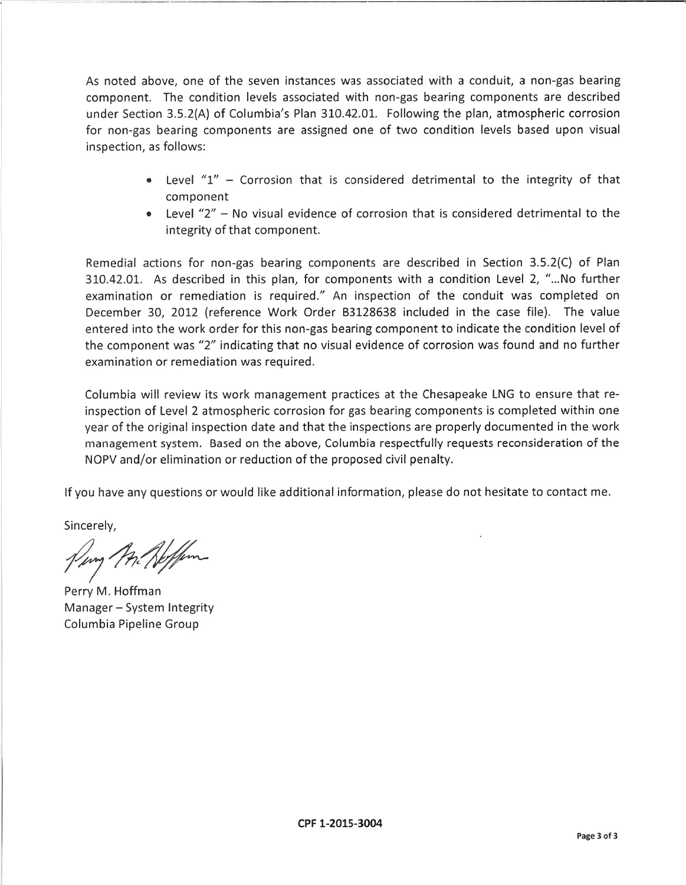As noted above, one of the seven instances was associated with a conduit, a non-gas bearing component. The condition levels associated with non-gas bearing components are described under Section 3.5.2(A) of Columbia's Plan 310.42.01. Following the plan, atmospheric corrosion for non-gas bearing components are assigned one of two condition levels based upon visual inspection, as follows:

- Level "1" – Corrosion that is considered detrimental to the integrity of that component
- Level "2" – No visual evidence of corrosion that is considered detrimental to the integrity of that component.

Remedial actions for non-gas bearing components are described in Section 3.5.2(C) of Plan 310.42.01. As described in this plan, for components with a condition Level 2, "...No further examination or remediation is required." An inspection of the conduit was completed on December 30, 2012 (reference Work Order B3128638 included in the case file). The value entered into the work order for this non-gas bearing component to indicate the condition level of the component was "2" indicating that no visual evidence of corrosion was found and no further examination or remediation was required.

Columbia will review its work management practices at the Chesapeake LNG to ensure that re-inspection of Level 2 atmospheric corrosion for gas bearing components is completed within one year of the original inspection date and that the inspections are properly documented in the work management system. Based on the above, Columbia respectfully requests reconsideration of the NOPV and/or elimination or reduction of the proposed civil penalty.

If you have any questions or would like additional information, please do not hesitate to contact me.

Sincerely,

Perry M. Hoffman
Manager – System Integrity
Columbia Pipeline Group

**CPF 1-2015-3004**